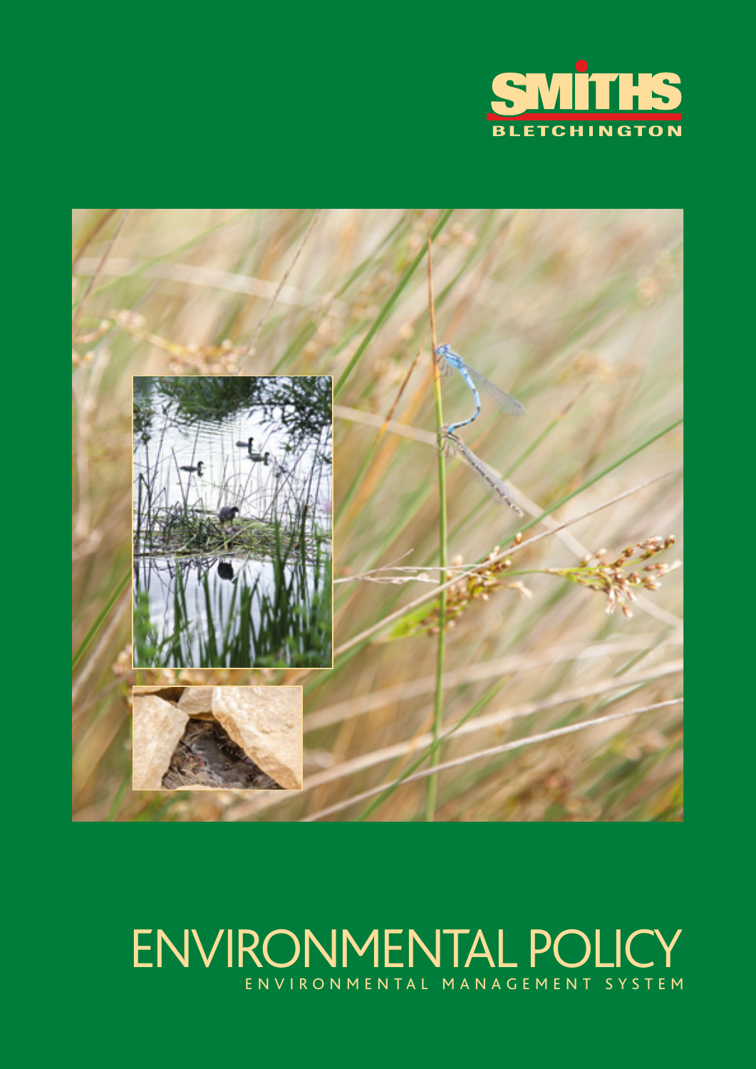SMITHS
BLETCHINGTON

# ENVIRONMENTAL POLICY

ENVIRONMENTAL MANAGEMENT SYSTEM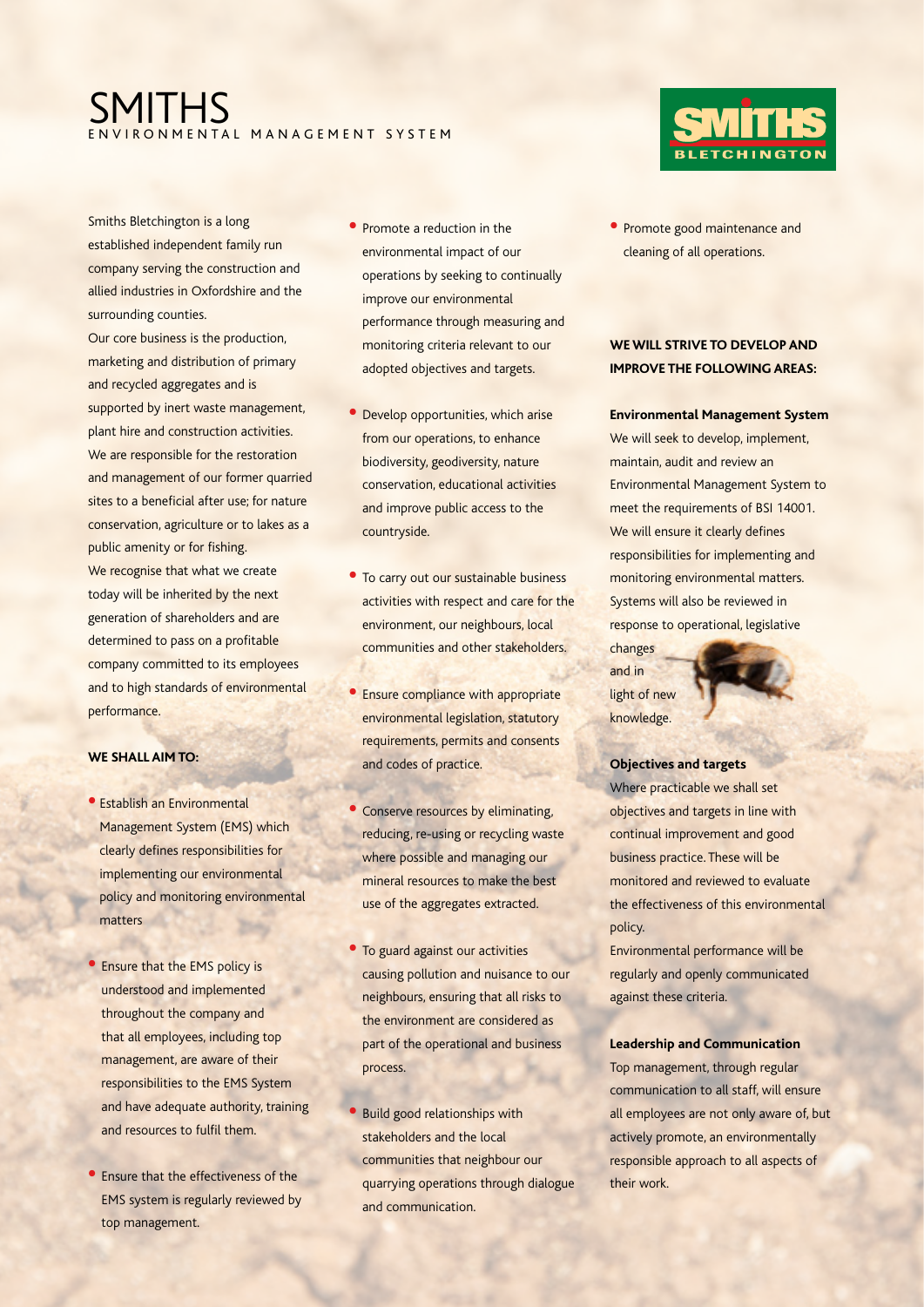# SMITHS

ENVIRONMENTAL MANAGEMENT SYSTEM

Smiths Bletchington is a long established independent family run company serving the construction and allied industries in Oxfordshire and the surrounding counties.

Our core business is the production, marketing and distribution of primary and recycled aggregates and is supported by inert waste management, plant hire and construction activities. We are responsible for the restoration and management of our former quarried sites to a beneficial after use; for nature conservation, agriculture or to lakes as a public amenity or for fishing.

We recognise that what we create today will be inherited by the next generation of shareholders and are determined to pass on a profitable company committed to its employees and to high standards of environmental performance.

**WE SHALL AIM TO:**

- Establish an Environmental Management System (EMS) which clearly defines responsibilities for implementing our environmental policy and monitoring environmental matters
- Ensure that the EMS policy is understood and implemented throughout the company and that all employees, including top management, are aware of their responsibilities to the EMS System and have adequate authority, training and resources to fulfil them.
- Ensure that the effectiveness of the EMS system is regularly reviewed by top management.
- Promote a reduction in the environmental impact of our operations by seeking to continually improve our environmental performance through measuring and monitoring criteria relevant to our adopted objectives and targets.
- Develop opportunities, which arise from our operations, to enhance biodiversity, geodiversity, nature conservation, educational activities and improve public access to the countryside.
- To carry out our sustainable business activities with respect and care for the environment, our neighbours, local communities and other stakeholders.
- Ensure compliance with appropriate environmental legislation, statutory requirements, permits and consents and codes of practice.
- Conserve resources by eliminating, reducing, re-using or recycling waste where possible and managing our mineral resources to make the best use of the aggregates extracted.
- To guard against our activities causing pollution and nuisance to our neighbours, ensuring that all risks to the environment are considered as part of the operational and business process.
- Build good relationships with stakeholders and the local communities that neighbour our quarrying operations through dialogue and communication.
- Promote good maintenance and cleaning of all operations.

**WE WILL STRIVE TO DEVELOP AND IMPROVE THE FOLLOWING AREAS:**

**Environmental Management System**

We will seek to develop, implement, maintain, audit and review an Environmental Management System to meet the requirements of BSI 14001. We will ensure it clearly defines responsibilities for implementing and monitoring environmental matters. Systems will also be reviewed in response to operational, legislative changes and in light of new knowledge.

**Objectives and targets**

Where practicable we shall set objectives and targets in line with continual improvement and good business practice. These will be monitored and reviewed to evaluate the effectiveness of this environmental policy.

Environmental performance will be regularly and openly communicated against these criteria.

**Leadership and Communication**

Top management, through regular communication to all staff, will ensure all employees are not only aware of, but actively promote, an environmentally responsible approach to all aspects of their work.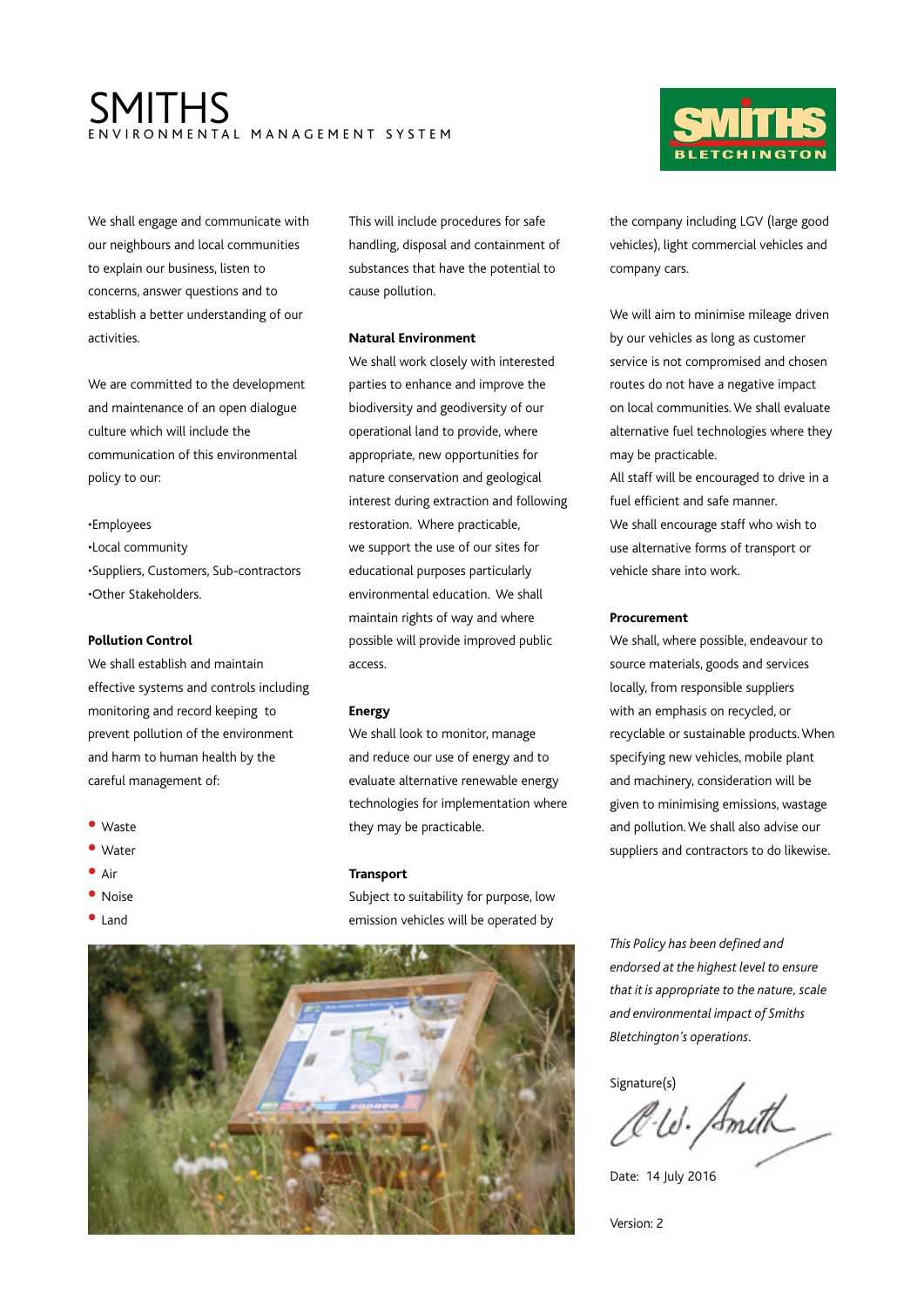# SMITHS
ENVIRONMENTAL MANAGEMENT SYSTEM

We shall engage and communicate with our neighbours and local communities to explain our business, listen to concerns, answer questions and to establish a better understanding of our activities.

We are committed to the development and maintenance of an open dialogue culture which will include the communication of this environmental policy to our:

- Employees
- Local community
- Suppliers, Customers, Sub-contractors
- Other Stakeholders.

**Pollution Control**

We shall establish and maintain effective systems and controls including monitoring and record keeping to prevent pollution of the environment and harm to human health by the careful management of:

- Waste
- Water
- Air
- Noise
- Land

This will include procedures for safe handling, disposal and containment of substances that have the potential to cause pollution.

**Natural Environment**

We shall work closely with interested parties to enhance and improve the biodiversity and geodiversity of our operational land to provide, where appropriate, new opportunities for nature conservation and geological interest during extraction and following restoration. Where practicable, we support the use of our sites for educational purposes particularly environmental education. We shall maintain rights of way and where possible will provide improved public access.

**Energy**

We shall look to monitor, manage and reduce our use of energy and to evaluate alternative renewable energy technologies for implementation where they may be practicable.

**Transport**

Subject to suitability for purpose, low emission vehicles will be operated by the company including LGV (large good vehicles), light commercial vehicles and company cars.

We will aim to minimise mileage driven by our vehicles as long as customer service is not compromised and chosen routes do not have a negative impact on local communities. We shall evaluate alternative fuel technologies where they may be practicable.
All staff will be encouraged to drive in a fuel efficient and safe manner.
We shall encourage staff who wish to use alternative forms of transport or vehicle share into work.

**Procurement**

We shall, where possible, endeavour to source materials, goods and services locally, from responsible suppliers with an emphasis on recycled, or recyclable or sustainable products. When specifying new vehicles, mobile plant and machinery, consideration will be given to minimising emissions, wastage and pollution. We shall also advise our suppliers and contractors to do likewise.

*This Policy has been defined and endorsed at the highest level to ensure that it is appropriate to the nature, scale and environmental impact of Smiths Bletchington's operations.*

Signature(s)

Date: 14 July 2016

Version: 2